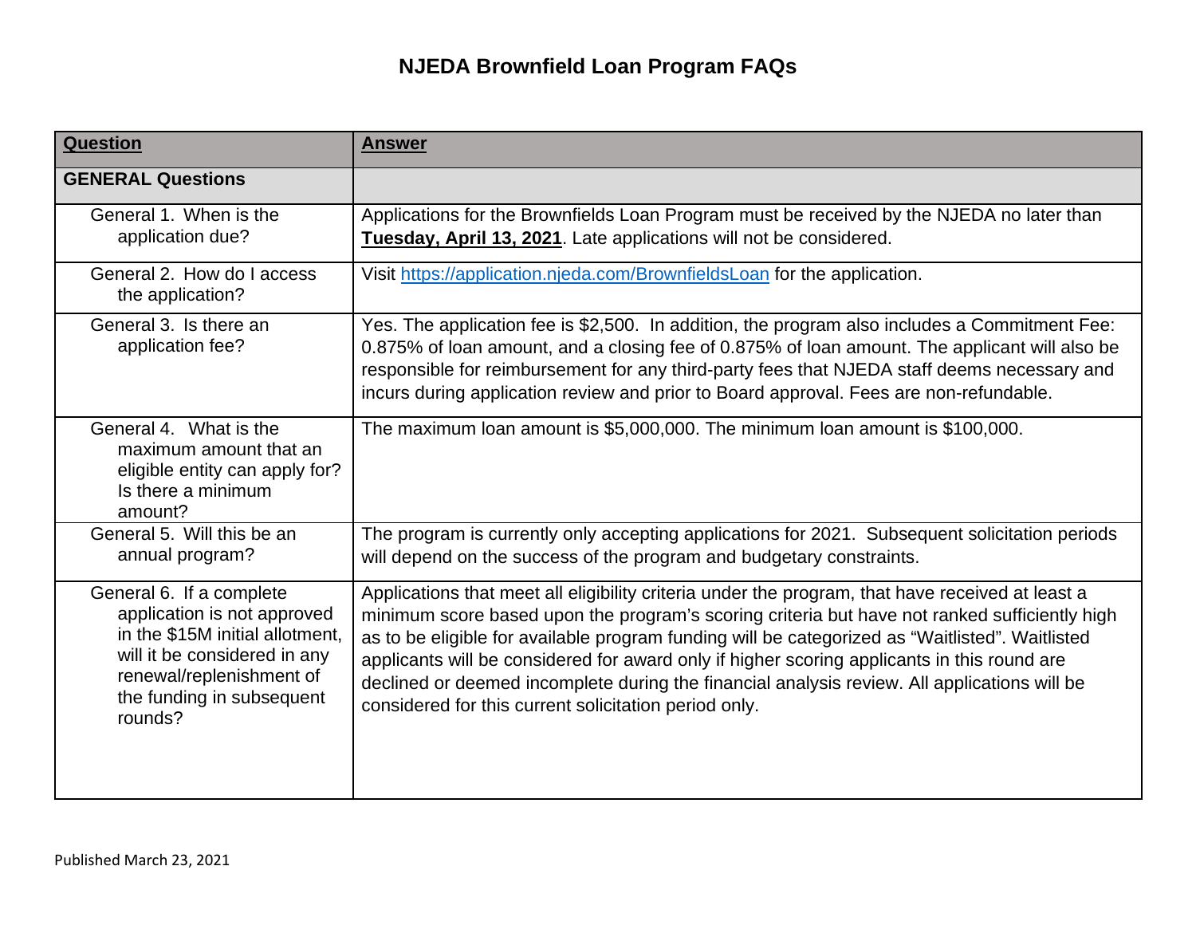# NJEDA Brownfield Loan Program FAQs

| **Question** | **Answer** |
| --- | --- |
| **GENERAL Questions** | |
| General 1. When is the application due? | Applications for the Brownfields Loan Program must be received by the NJEDA no later than **Tuesday, April 13, 2021**. Late applications will not be considered. |
| General 2. How do I access the application? | Visit https://application.njeda.com/BrownfieldsLoan for the application. |
| General 3. Is there an application fee? | Yes. The application fee is $2,500. In addition, the program also includes a Commitment Fee: 0.875% of loan amount, and a closing fee of 0.875% of loan amount. The applicant will also be responsible for reimbursement for any third-party fees that NJEDA staff deems necessary and incurs during application review and prior to Board approval. Fees are non-refundable. |
| General 4. What is the maximum amount that an eligible entity can apply for? Is there a minimum amount? | The maximum loan amount is $5,000,000. The minimum loan amount is $100,000. |
| General 5. Will this be an annual program? | The program is currently only accepting applications for 2021. Subsequent solicitation periods will depend on the success of the program and budgetary constraints. |
| General 6. If a complete application is not approved in the $15M initial allotment, will it be considered in any renewal/replenishment of the funding in subsequent rounds? | Applications that meet all eligibility criteria under the program, that have received at least a minimum score based upon the program's scoring criteria but have not ranked sufficiently high as to be eligible for available program funding will be categorized as "Waitlisted". Waitlisted applicants will be considered for award only if higher scoring applicants in this round are declined or deemed incomplete during the financial analysis review. All applications will be considered for this current solicitation period only. |

Published March 23, 2021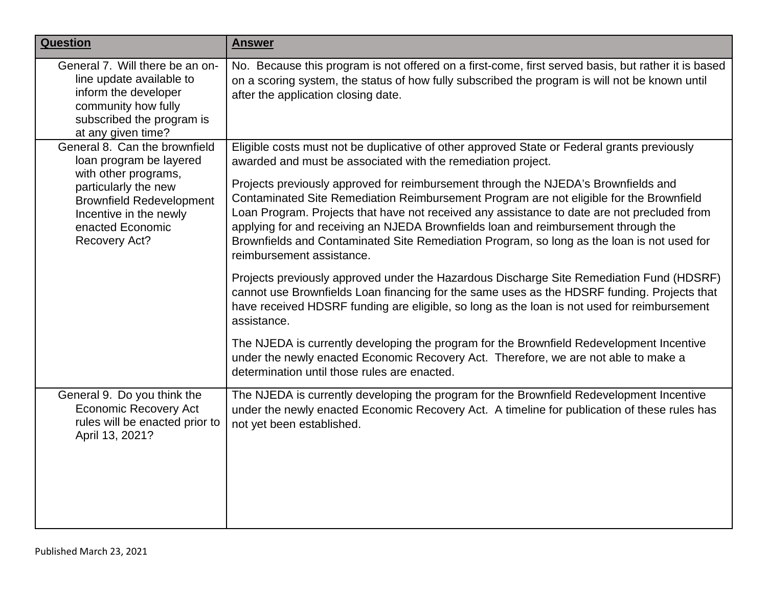| **Question** | **Answer** |
| --- | --- |
| General 7. Will there be an on-line update available to inform the developer community how fully subscribed the program is at any given time? | No. Because this program is not offered on a first-come, first served basis, but rather it is based on a scoring system, the status of how fully subscribed the program is will not be known until after the application closing date. |
| General 8. Can the brownfield loan program be layered with other programs, particularly the new Brownfield Redevelopment Incentive in the newly enacted Economic Recovery Act? | Eligible costs must not be duplicative of other approved State or Federal grants previously awarded and must be associated with the remediation project.<br><br>Projects previously approved for reimbursement through the NJEDA's Brownfields and Contaminated Site Remediation Reimbursement Program are not eligible for the Brownfield Loan Program. Projects that have not received any assistance to date are not precluded from applying for and receiving an NJEDA Brownfields loan and reimbursement through the Brownfields and Contaminated Site Remediation Program, so long as the loan is not used for reimbursement assistance.<br><br>Projects previously approved under the Hazardous Discharge Site Remediation Fund (HDSRF) cannot use Brownfields Loan financing for the same uses as the HDSRF funding. Projects that have received HDSRF funding are eligible, so long as the loan is not used for reimbursement assistance.<br><br>The NJEDA is currently developing the program for the Brownfield Redevelopment Incentive under the newly enacted Economic Recovery Act. Therefore, we are not able to make a determination until those rules are enacted. |
| General 9. Do you think the Economic Recovery Act rules will be enacted prior to April 13, 2021? | The NJEDA is currently developing the program for the Brownfield Redevelopment Incentive under the newly enacted Economic Recovery Act. A timeline for publication of these rules has not yet been established. |

Published March 23, 2021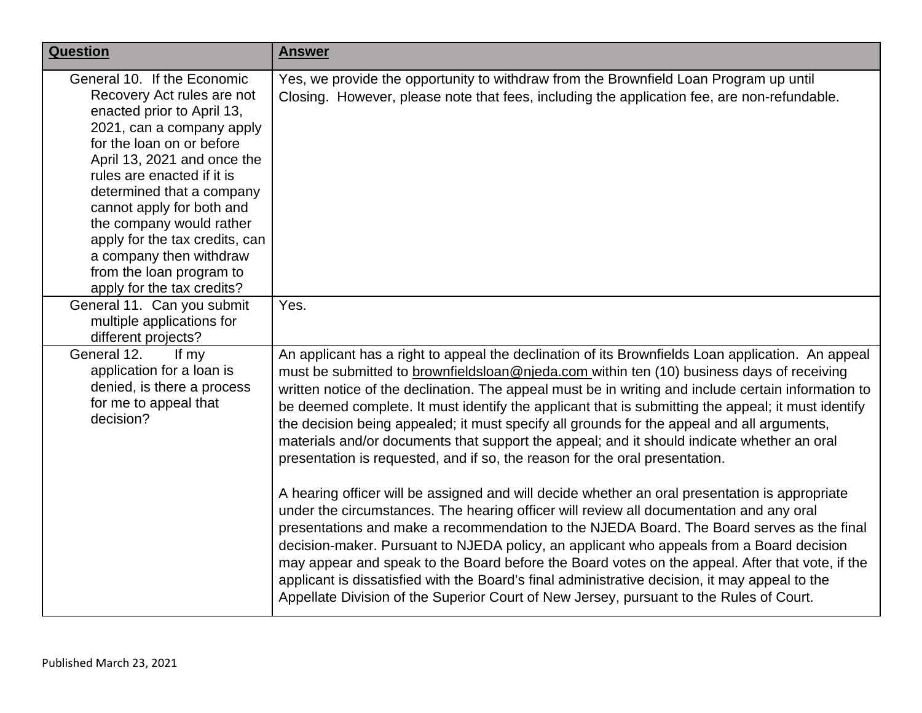| **Question** | **Answer** |
|---|---|
| General 10. If the Economic Recovery Act rules are not enacted prior to April 13, 2021, can a company apply for the loan on or before April 13, 2021 and once the rules are enacted if it is determined that a company cannot apply for both and the company would rather apply for the tax credits, can a company then withdraw from the loan program to apply for the tax credits? | Yes, we provide the opportunity to withdraw from the Brownfield Loan Program up until Closing. However, please note that fees, including the application fee, are non-refundable. |
| General 11. Can you submit multiple applications for different projects? | Yes. |
| General 12. If my application for a loan is denied, is there a process for me to appeal that decision? | An applicant has a right to appeal the declination of its Brownfields Loan application. An appeal must be submitted to brownfieldsloan@njeda.com within ten (10) business days of receiving written notice of the declination. The appeal must be in writing and include certain information to be deemed complete. It must identify the applicant that is submitting the appeal; it must identify the decision being appealed; it must specify all grounds for the appeal and all arguments, materials and/or documents that support the appeal; and it should indicate whether an oral presentation is requested, and if so, the reason for the oral presentation.<br><br>A hearing officer will be assigned and will decide whether an oral presentation is appropriate under the circumstances. The hearing officer will review all documentation and any oral presentations and make a recommendation to the NJEDA Board. The Board serves as the final decision-maker. Pursuant to NJEDA policy, an applicant who appeals from a Board decision may appear and speak to the Board before the Board votes on the appeal. After that vote, if the applicant is dissatisfied with the Board's final administrative decision, it may appeal to the Appellate Division of the Superior Court of New Jersey, pursuant to the Rules of Court. |

Published March 23, 2021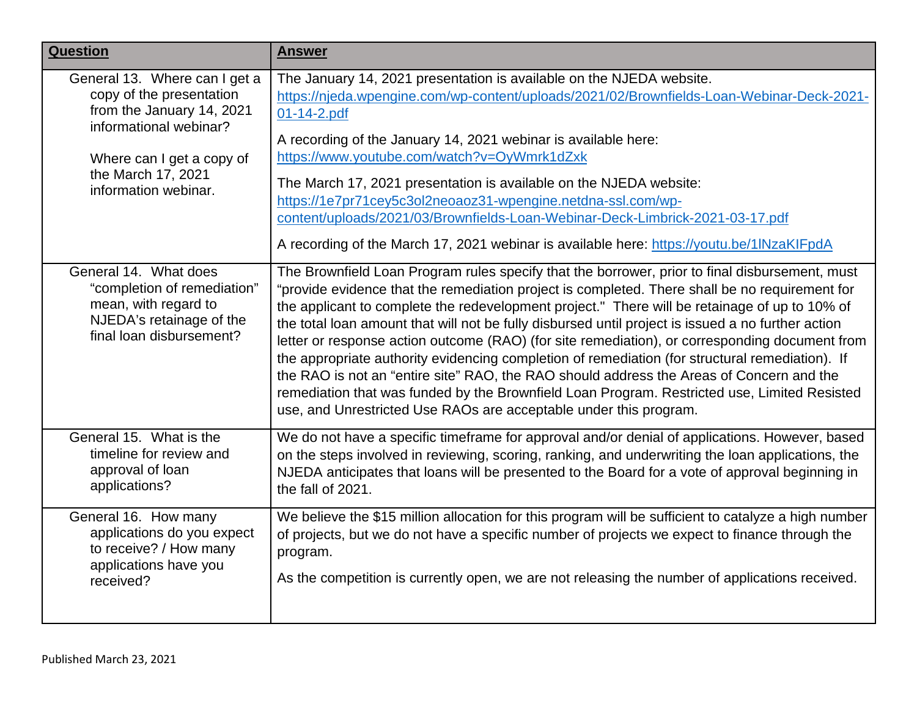| Question | Answer |
| --- | --- |
| General 13. Where can I get a copy of the presentation from the January 14, 2021 informational webinar?<br><br>Where can I get a copy of the March 17, 2021 information webinar. | The January 14, 2021 presentation is available on the NJEDA website. https://njeda.wpengine.com/wp-content/uploads/2021/02/Brownfields-Loan-Webinar-Deck-2021-01-14-2.pdf<br><br>A recording of the January 14, 2021 webinar is available here: https://www.youtube.com/watch?v=OyWmrk1dZxk<br><br>The March 17, 2021 presentation is available on the NJEDA website: https://1e7pr71cey5c3ol2neoaoz31-wpengine.netdna-ssl.com/wp-content/uploads/2021/03/Brownfields-Loan-Webinar-Deck-Limbrick-2021-03-17.pdf<br><br>A recording of the March 17, 2021 webinar is available here: https://youtu.be/1lNzaKIFpdA |
| General 14. What does "completion of remediation" mean, with regard to NJEDA's retainage of the final loan disbursement? | The Brownfield Loan Program rules specify that the borrower, prior to final disbursement, must "provide evidence that the remediation project is completed. There shall be no requirement for the applicant to complete the redevelopment project." There will be retainage of up to 10% of the total loan amount that will not be fully disbursed until project is issued a no further action letter or response action outcome (RAO) (for site remediation), or corresponding document from the appropriate authority evidencing completion of remediation (for structural remediation). If the RAO is not an "entire site" RAO, the RAO should address the Areas of Concern and the remediation that was funded by the Brownfield Loan Program. Restricted use, Limited Resisted use, and Unrestricted Use RAOs are acceptable under this program. |
| General 15. What is the timeline for review and approval of loan applications? | We do not have a specific timeframe for approval and/or denial of applications. However, based on the steps involved in reviewing, scoring, ranking, and underwriting the loan applications, the NJEDA anticipates that loans will be presented to the Board for a vote of approval beginning in the fall of 2021. |
| General 16. How many applications do you expect to receive? / How many applications have you received? | We believe the $15 million allocation for this program will be sufficient to catalyze a high number of projects, but we do not have a specific number of projects we expect to finance through the program.<br><br>As the competition is currently open, we are not releasing the number of applications received. |

Published March 23, 2021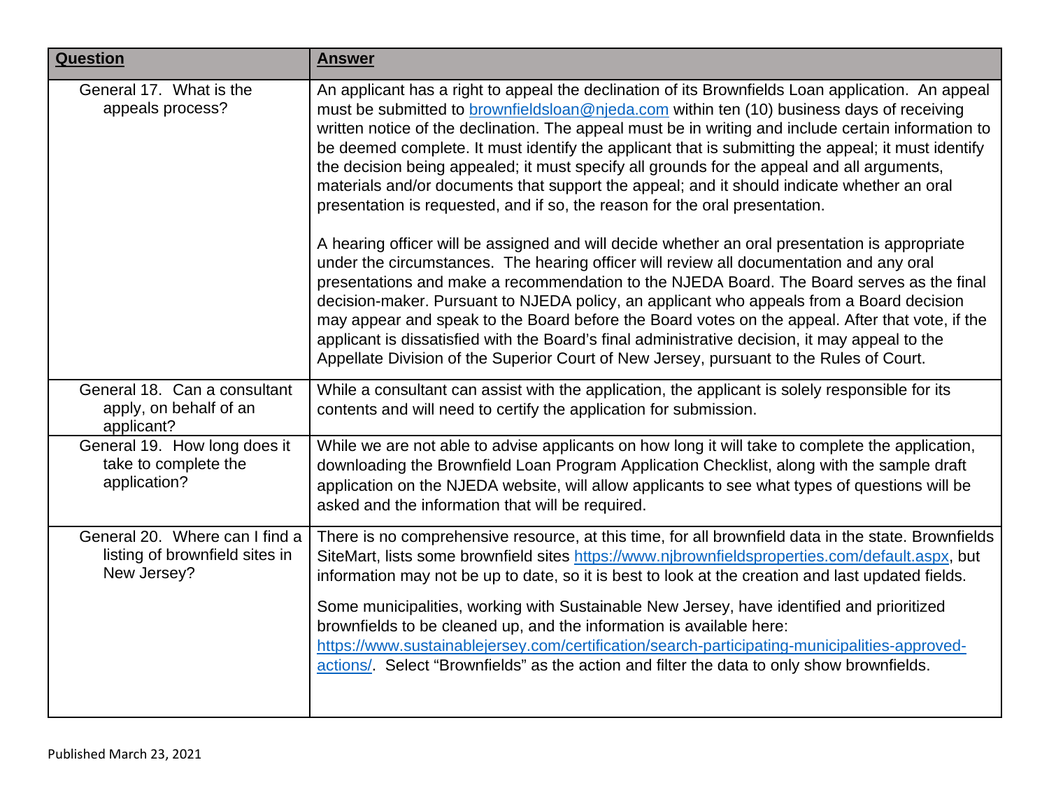| **Question** | **Answer** |
| --- | --- |
| General 17. What is the appeals process? | An applicant has a right to appeal the declination of its Brownfields Loan application. An appeal must be submitted to brownfieldsloan@njeda.com within ten (10) business days of receiving written notice of the declination. The appeal must be in writing and include certain information to be deemed complete. It must identify the applicant that is submitting the appeal; it must identify the decision being appealed; it must specify all grounds for the appeal and all arguments, materials and/or documents that support the appeal; and it should indicate whether an oral presentation is requested, and if so, the reason for the oral presentation.<br><br>A hearing officer will be assigned and will decide whether an oral presentation is appropriate under the circumstances. The hearing officer will review all documentation and any oral presentations and make a recommendation to the NJEDA Board. The Board serves as the final decision-maker. Pursuant to NJEDA policy, an applicant who appeals from a Board decision may appear and speak to the Board before the Board votes on the appeal. After that vote, if the applicant is dissatisfied with the Board's final administrative decision, it may appeal to the Appellate Division of the Superior Court of New Jersey, pursuant to the Rules of Court. |
| General 18. Can a consultant apply, on behalf of an applicant? | While a consultant can assist with the application, the applicant is solely responsible for its contents and will need to certify the application for submission. |
| General 19. How long does it take to complete the application? | While we are not able to advise applicants on how long it will take to complete the application, downloading the Brownfield Loan Program Application Checklist, along with the sample draft application on the NJEDA website, will allow applicants to see what types of questions will be asked and the information that will be required. |
| General 20. Where can I find a listing of brownfield sites in New Jersey? | There is no comprehensive resource, at this time, for all brownfield data in the state. Brownfields SiteMart, lists some brownfield sites https://www.njbrownfieldsproperties.com/default.aspx, but information may not be up to date, so it is best to look at the creation and last updated fields.<br><br>Some municipalities, working with Sustainable New Jersey, have identified and prioritized brownfields to be cleaned up, and the information is available here: https://www.sustainablejersey.com/certification/search-participating-municipalities-approved-actions/. Select "Brownfields" as the action and filter the data to only show brownfields. |

Published March 23, 2021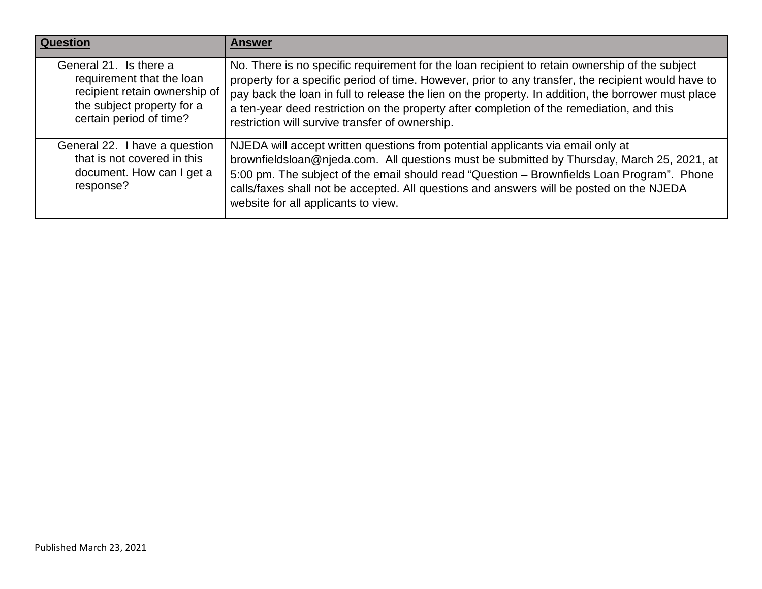| Question | Answer |
| --- | --- |
| General 21. Is there a requirement that the loan recipient retain ownership of the subject property for a certain period of time? | No. There is no specific requirement for the loan recipient to retain ownership of the subject property for a specific period of time. However, prior to any transfer, the recipient would have to pay back the loan in full to release the lien on the property. In addition, the borrower must place a ten-year deed restriction on the property after completion of the remediation, and this restriction will survive transfer of ownership. |
| General 22. I have a question that is not covered in this document. How can I get a response? | NJEDA will accept written questions from potential applicants via email only at brownfieldsloan@njeda.com. All questions must be submitted by Thursday, March 25, 2021, at 5:00 pm. The subject of the email should read "Question – Brownfields Loan Program". Phone calls/faxes shall not be accepted. All questions and answers will be posted on the NJEDA website for all applicants to view. |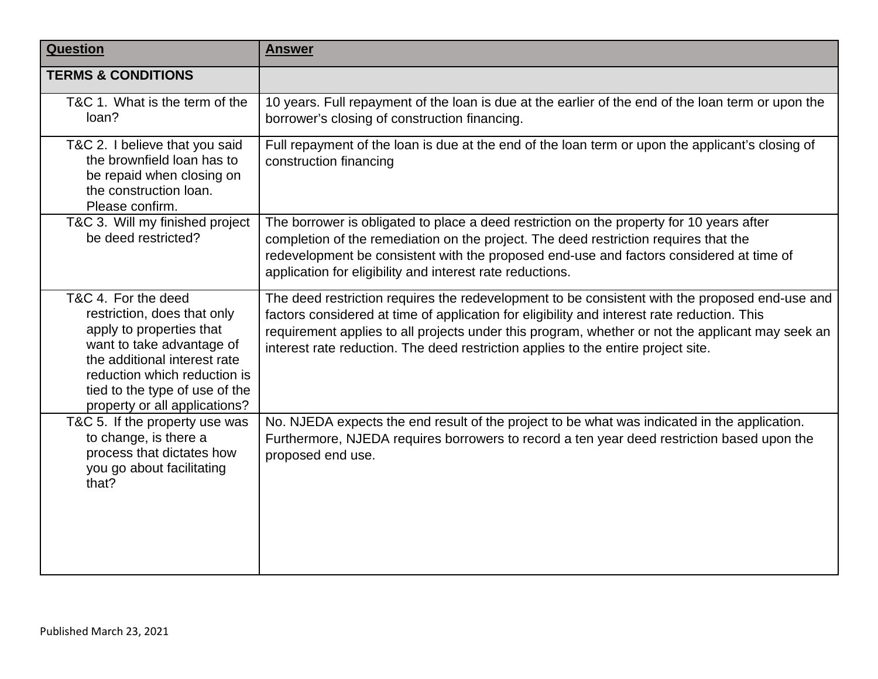| **Question** | **Answer** |
| --- | --- |
| **TERMS & CONDITIONS** | |
| T&C 1. What is the term of the loan? | 10 years. Full repayment of the loan is due at the earlier of the end of the loan term or upon the borrower's closing of construction financing. |
| T&C 2. I believe that you said the brownfield loan has to be repaid when closing on the construction loan. Please confirm. | Full repayment of the loan is due at the end of the loan term or upon the applicant's closing of construction financing |
| T&C 3. Will my finished project be deed restricted? | The borrower is obligated to place a deed restriction on the property for 10 years after completion of the remediation on the project. The deed restriction requires that the redevelopment be consistent with the proposed end-use and factors considered at time of application for eligibility and interest rate reductions. |
| T&C 4. For the deed restriction, does that only apply to properties that want to take advantage of the additional interest rate reduction which reduction is tied to the type of use of the property or all applications? | The deed restriction requires the redevelopment to be consistent with the proposed end-use and factors considered at time of application for eligibility and interest rate reduction. This requirement applies to all projects under this program, whether or not the applicant may seek an interest rate reduction. The deed restriction applies to the entire project site. |
| T&C 5. If the property use was to change, is there a process that dictates how you go about facilitating that? | No. NJEDA expects the end result of the project to be what was indicated in the application. Furthermore, NJEDA requires borrowers to record a ten year deed restriction based upon the proposed end use. |

Published March 23, 2021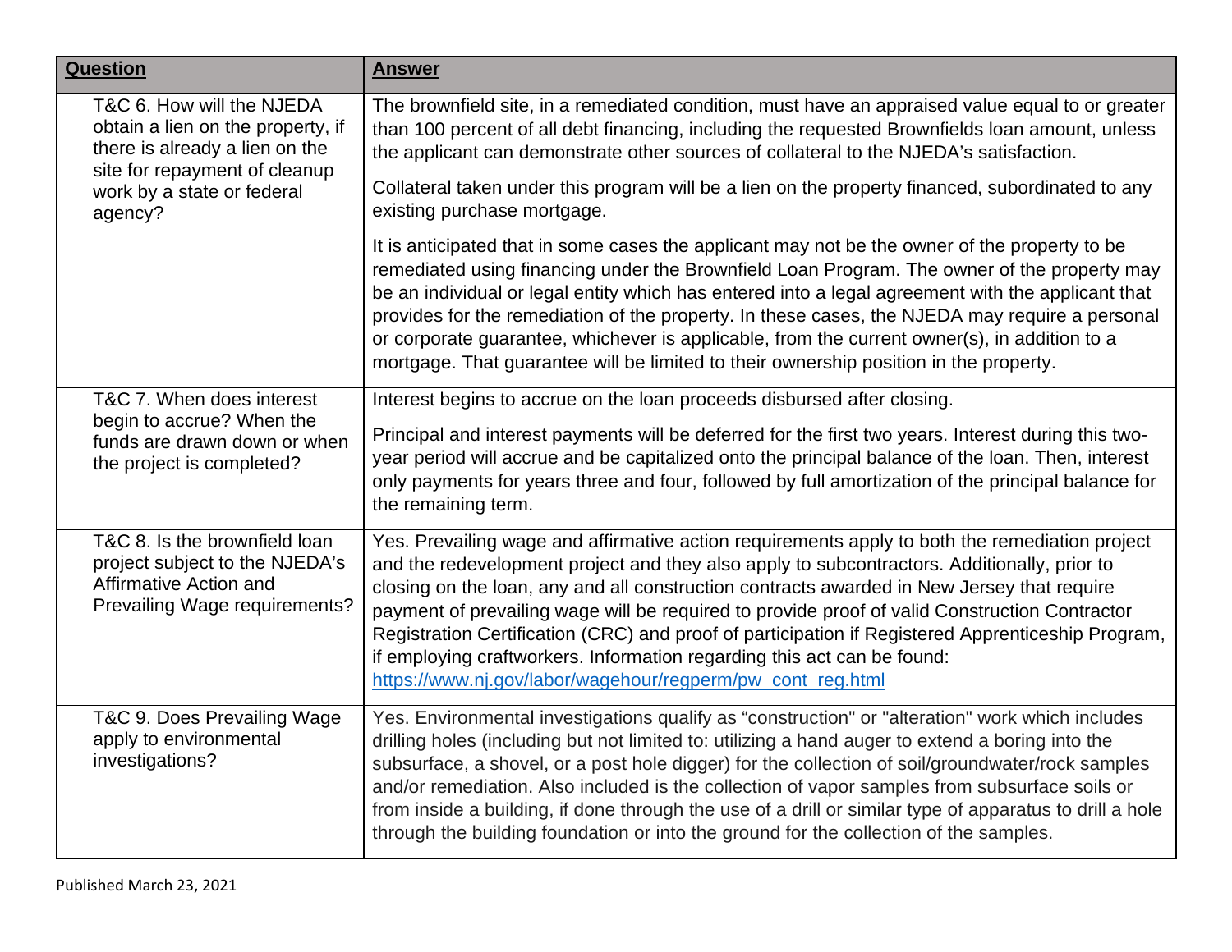| Question | Answer |
| --- | --- |
| T&C 6. How will the NJEDA obtain a lien on the property, if there is already a lien on the site for repayment of cleanup work by a state or federal agency? | The brownfield site, in a remediated condition, must have an appraised value equal to or greater than 100 percent of all debt financing, including the requested Brownfields loan amount, unless the applicant can demonstrate other sources of collateral to the NJEDA's satisfaction.<br><br>Collateral taken under this program will be a lien on the property financed, subordinated to any existing purchase mortgage.<br><br>It is anticipated that in some cases the applicant may not be the owner of the property to be remediated using financing under the Brownfield Loan Program. The owner of the property may be an individual or legal entity which has entered into a legal agreement with the applicant that provides for the remediation of the property. In these cases, the NJEDA may require a personal or corporate guarantee, whichever is applicable, from the current owner(s), in addition to a mortgage. That guarantee will be limited to their ownership position in the property. |
| T&C 7. When does interest begin to accrue? When the funds are drawn down or when the project is completed? | Interest begins to accrue on the loan proceeds disbursed after closing.<br><br>Principal and interest payments will be deferred for the first two years. Interest during this two-year period will accrue and be capitalized onto the principal balance of the loan. Then, interest only payments for years three and four, followed by full amortization of the principal balance for the remaining term. |
| T&C 8. Is the brownfield loan project subject to the NJEDA's Affirmative Action and Prevailing Wage requirements? | Yes. Prevailing wage and affirmative action requirements apply to both the remediation project and the redevelopment project and they also apply to subcontractors. Additionally, prior to closing on the loan, any and all construction contracts awarded in New Jersey that require payment of prevailing wage will be required to provide proof of valid Construction Contractor Registration Certification (CRC) and proof of participation if Registered Apprenticeship Program, if employing craftworkers. Information regarding this act can be found: https://www.nj.gov/labor/wagehour/regperm/pw_cont_reg.html |
| T&C 9. Does Prevailing Wage apply to environmental investigations? | Yes. Environmental investigations qualify as "construction" or "alteration" work which includes drilling holes (including but not limited to: utilizing a hand auger to extend a boring into the subsurface, a shovel, or a post hole digger) for the collection of soil/groundwater/rock samples and/or remediation. Also included is the collection of vapor samples from subsurface soils or from inside a building, if done through the use of a drill or similar type of apparatus to drill a hole through the building foundation or into the ground for the collection of the samples. |

Published March 23, 2021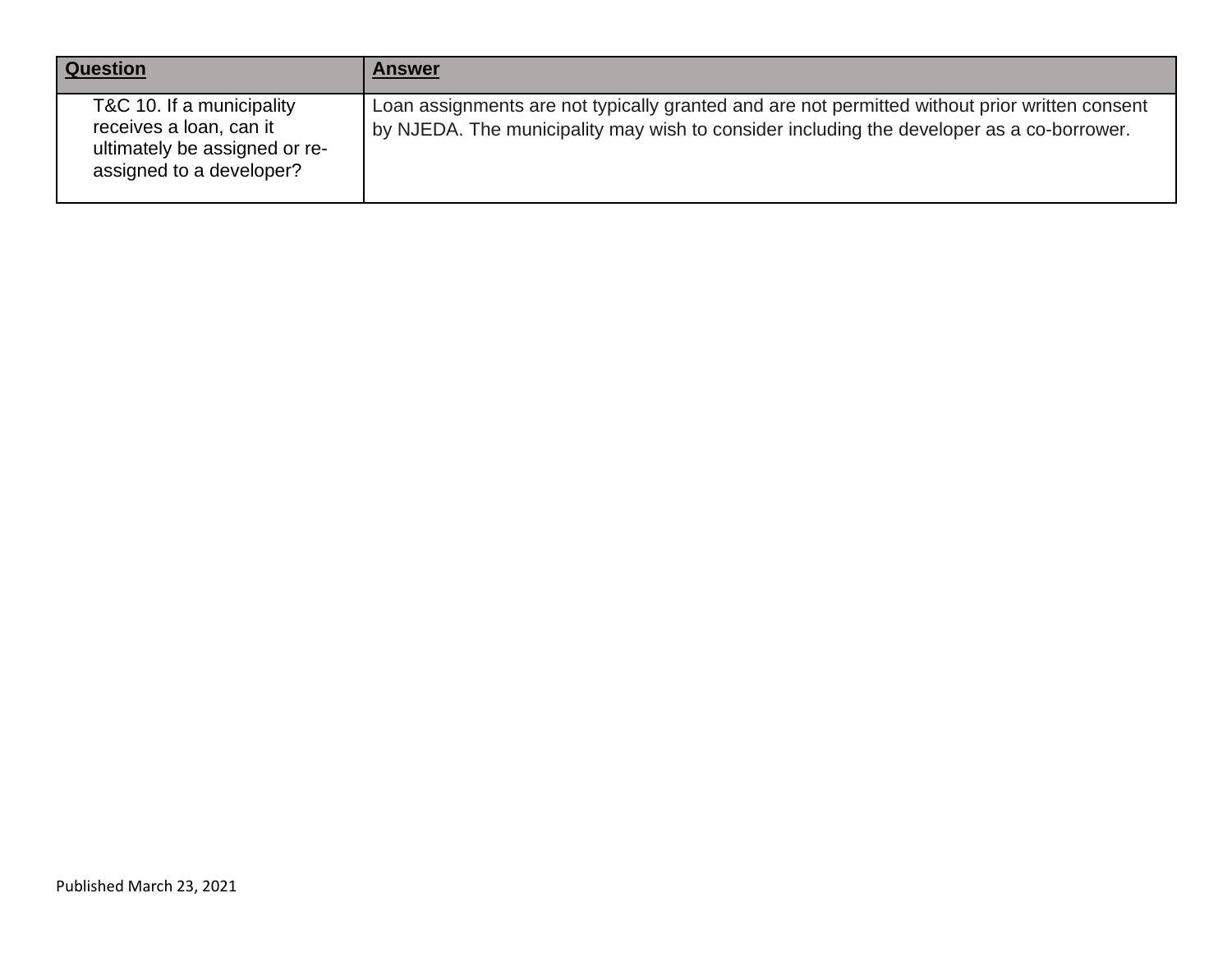| **Question** | **Answer** |
| --- | --- |
| T&C 10. If a municipality receives a loan, can it ultimately be assigned or re-assigned to a developer? | Loan assignments are not typically granted and are not permitted without prior written consent by NJEDA. The municipality may wish to consider including the developer as a co-borrower. |

Published March 23, 2021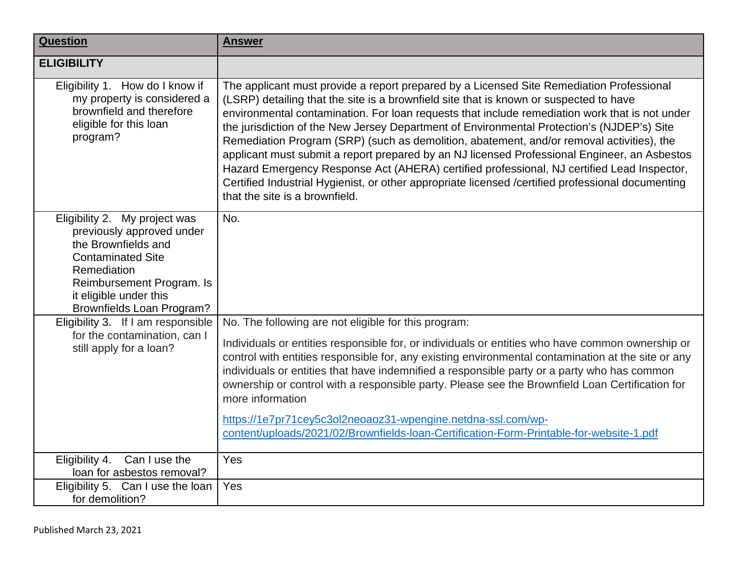| Question | Answer |
|---|---|
| **ELIGIBILITY** | |
| Eligibility 1. How do I know if my property is considered a brownfield and therefore eligible for this loan program? | The applicant must provide a report prepared by a Licensed Site Remediation Professional (LSRP) detailing that the site is a brownfield site that is known or suspected to have environmental contamination. For loan requests that include remediation work that is not under the jurisdiction of the New Jersey Department of Environmental Protection's (NJDEP's) Site Remediation Program (SRP) (such as demolition, abatement, and/or removal activities), the applicant must submit a report prepared by an NJ licensed Professional Engineer, an Asbestos Hazard Emergency Response Act (AHERA) certified professional, NJ certified Lead Inspector, Certified Industrial Hygienist, or other appropriate licensed /certified professional documenting that the site is a brownfield. |
| Eligibility 2. My project was previously approved under the Brownfields and Contaminated Site Remediation Reimbursement Program. Is it eligible under this Brownfields Loan Program? | No. |
| Eligibility 3. If I am responsible for the contamination, can I still apply for a loan? | No. The following are not eligible for this program:<br><br>Individuals or entities responsible for, or individuals or entities who have common ownership or control with entities responsible for, any existing environmental contamination at the site or any individuals or entities that have indemnified a responsible party or a party who has common ownership or control with a responsible party. Please see the Brownfield Loan Certification for more information<br><br>https://1e7pr71cey5c3ol2neoaoz31-wpengine.netdna-ssl.com/wp-content/uploads/2021/02/Brownfields-loan-Certification-Form-Printable-for-website-1.pdf |
| Eligibility 4. Can I use the loan for asbestos removal? | Yes |
| Eligibility 5. Can I use the loan for demolition? | Yes |

Published March 23, 2021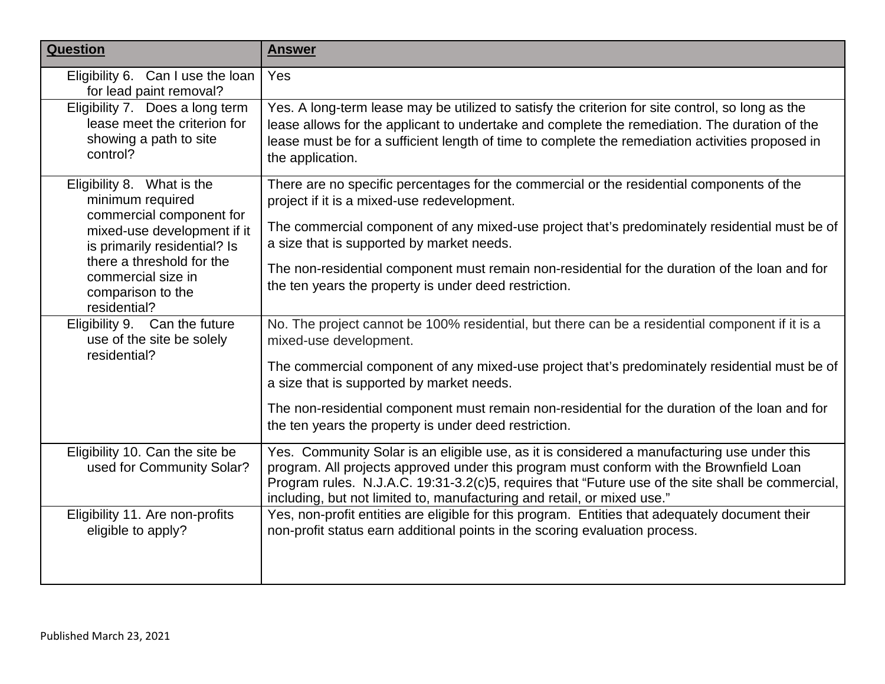| **Question** | **Answer** |
| --- | --- |
| Eligibility 6. Can I use the loan for lead paint removal? | Yes |
| Eligibility 7. Does a long term lease meet the criterion for showing a path to site control? | Yes. A long-term lease may be utilized to satisfy the criterion for site control, so long as the lease allows for the applicant to undertake and complete the remediation. The duration of the lease must be for a sufficient length of time to complete the remediation activities proposed in the application. |
| Eligibility 8. What is the minimum required commercial component for mixed-use development if it is primarily residential? Is there a threshold for the commercial size in comparison to the residential? | There are no specific percentages for the commercial or the residential components of the project if it is a mixed-use redevelopment.<br><br>The commercial component of any mixed-use project that's predominately residential must be of a size that is supported by market needs.<br><br>The non-residential component must remain non-residential for the duration of the loan and for the ten years the property is under deed restriction. |
| Eligibility 9. Can the future use of the site be solely residential? | No. The project cannot be 100% residential, but there can be a residential component if it is a mixed-use development.<br><br>The commercial component of any mixed-use project that's predominately residential must be of a size that is supported by market needs.<br><br>The non-residential component must remain non-residential for the duration of the loan and for the ten years the property is under deed restriction. |
| Eligibility 10. Can the site be used for Community Solar? | Yes. Community Solar is an eligible use, as it is considered a manufacturing use under this program. All projects approved under this program must conform with the Brownfield Loan Program rules. N.J.A.C. 19:31-3.2(c)5, requires that "Future use of the site shall be commercial, including, but not limited to, manufacturing and retail, or mixed use." |
| Eligibility 11. Are non-profits eligible to apply? | Yes, non-profit entities are eligible for this program. Entities that adequately document their non-profit status earn additional points in the scoring evaluation process. |

Published March 23, 2021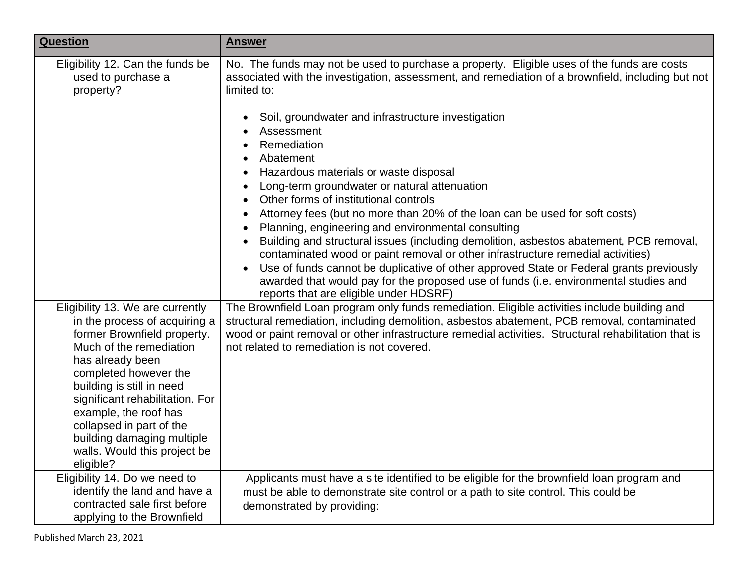| Question | Answer |
| --- | --- |
| Eligibility 12. Can the funds be used to purchase a property? | No. The funds may not be used to purchase a property. Eligible uses of the funds are costs associated with the investigation, assessment, and remediation of a brownfield, including but not limited to:<br><br>• Soil, groundwater and infrastructure investigation<br>• Assessment<br>• Remediation<br>• Abatement<br>• Hazardous materials or waste disposal<br>• Long-term groundwater or natural attenuation<br>• Other forms of institutional controls<br>• Attorney fees (but no more than 20% of the loan can be used for soft costs)<br>• Planning, engineering and environmental consulting<br>• Building and structural issues (including demolition, asbestos abatement, PCB removal, contaminated wood or paint removal or other infrastructure remedial activities)<br>• Use of funds cannot be duplicative of other approved State or Federal grants previously awarded that would pay for the proposed use of funds (i.e. environmental studies and reports that are eligible under HDSRF) |
| Eligibility 13. We are currently in the process of acquiring a former Brownfield property. Much of the remediation has already been completed however the building is still in need significant rehabilitation. For example, the roof has collapsed in part of the building damaging multiple walls. Would this project be eligible? | The Brownfield Loan program only funds remediation. Eligible activities include building and structural remediation, including demolition, asbestos abatement, PCB removal, contaminated wood or paint removal or other infrastructure remedial activities. Structural rehabilitation that is not related to remediation is not covered. |
| Eligibility 14. Do we need to identify the land and have a contracted sale first before applying to the Brownfield | Applicants must have a site identified to be eligible for the brownfield loan program and must be able to demonstrate site control or a path to site control. This could be demonstrated by providing: |

Published March 23, 2021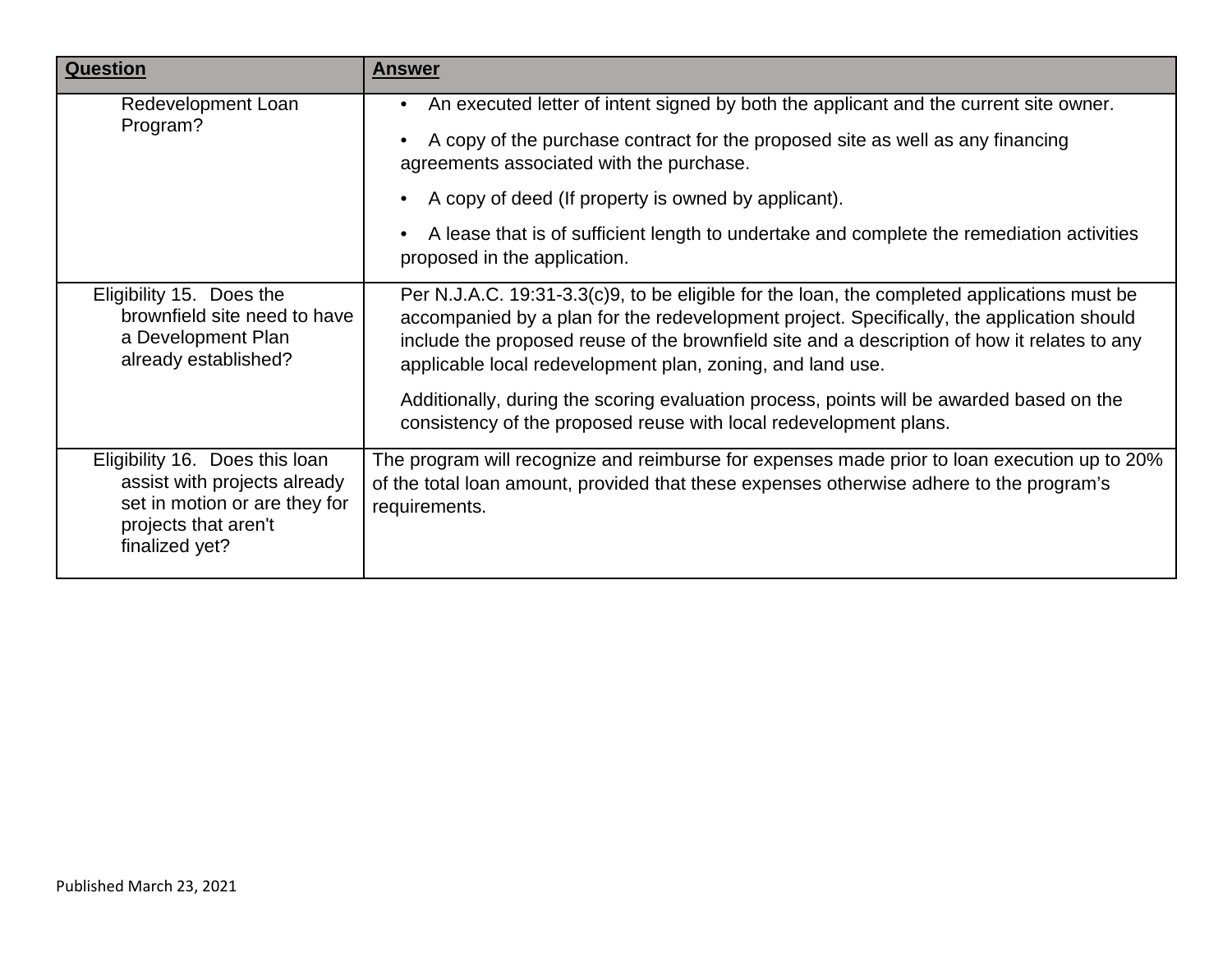| Question | Answer |
|---|---|
| Redevelopment Loan Program? | • An executed letter of intent signed by both the applicant and the current site owner.<br><br>• A copy of the purchase contract for the proposed site as well as any financing agreements associated with the purchase.<br><br>• A copy of deed (If property is owned by applicant).<br><br>• A lease that is of sufficient length to undertake and complete the remediation activities proposed in the application. |
| Eligibility 15. Does the brownfield site need to have a Development Plan already established? | Per N.J.A.C. 19:31-3.3(c)9, to be eligible for the loan, the completed applications must be accompanied by a plan for the redevelopment project. Specifically, the application should include the proposed reuse of the brownfield site and a description of how it relates to any applicable local redevelopment plan, zoning, and land use.<br><br>Additionally, during the scoring evaluation process, points will be awarded based on the consistency of the proposed reuse with local redevelopment plans. |
| Eligibility 16. Does this loan assist with projects already set in motion or are they for projects that aren't finalized yet? | The program will recognize and reimburse for expenses made prior to loan execution up to 20% of the total loan amount, provided that these expenses otherwise adhere to the program's requirements. |

Published March 23, 2021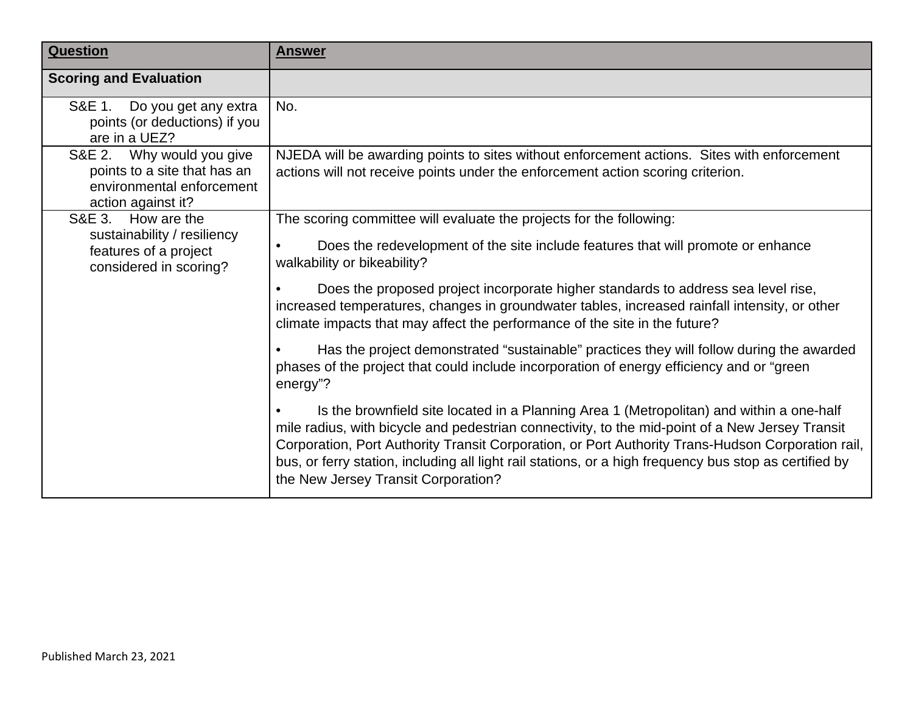| **Question** | **Answer** |
|---|---|
| **Scoring and Evaluation** | |
| S&E 1. Do you get any extra points (or deductions) if you are in a UEZ? | No. |
| S&E 2. Why would you give points to a site that has an environmental enforcement action against it? | NJEDA will be awarding points to sites without enforcement actions. Sites with enforcement actions will not receive points under the enforcement action scoring criterion. |
| S&E 3. How are the sustainability / resiliency features of a project considered in scoring? | The scoring committee will evaluate the projects for the following:<br>• Does the redevelopment of the site include features that will promote or enhance walkability or bikeability?<br>• Does the proposed project incorporate higher standards to address sea level rise, increased temperatures, changes in groundwater tables, increased rainfall intensity, or other climate impacts that may affect the performance of the site in the future?<br>• Has the project demonstrated "sustainable" practices they will follow during the awarded phases of the project that could include incorporation of energy efficiency and or "green energy"?<br>• Is the brownfield site located in a Planning Area 1 (Metropolitan) and within a one-half mile radius, with bicycle and pedestrian connectivity, to the mid-point of a New Jersey Transit Corporation, Port Authority Transit Corporation, or Port Authority Trans-Hudson Corporation rail, bus, or ferry station, including all light rail stations, or a high frequency bus stop as certified by the New Jersey Transit Corporation? |

Published March 23, 2021